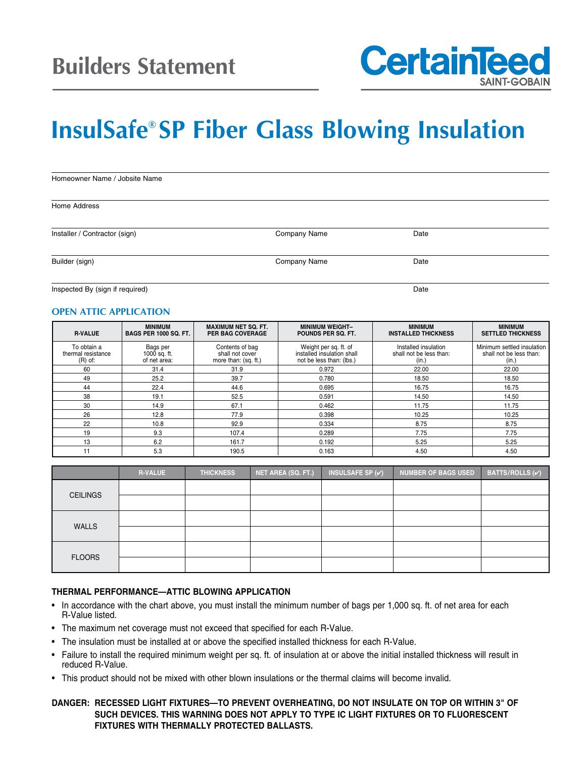# Builders Statement

CertainTeed
SAINT-GOBAIN

# InsulSafe® SP Fiber Glass Blowing Insulation

Homeowner Name / Jobsite Name

Home Address

Installer / Contractor (sign) Company Name Date

Builder (sign) Company Name Date

Inspected By (sign if required) Date

## OPEN ATTIC APPLICATION

| R-VALUE | MINIMUM BAGS PER 1000 SQ. FT. | MAXIMUM NET SQ. FT. PER BAG COVERAGE | MINIMUM WEIGHT– POUNDS PER SQ. FT. | MINIMUM INSTALLED THICKNESS | MINIMUM SETTLED THICKNESS |
|---|---|---|---|---|---|
| To obtain a thermal resistance (R) of: | Bags per 1000 sq. ft. of net area: | Contents of bag shall not cover more than: (sq. ft.) | Weight per sq. ft. of installed insulation shall not be less than: (lbs.) | Installed insulation shall not be less than: (in.) | Minimum settled insulation shall not be less than: (in.) |
| 60 | 31.4 | 31.9 | 0.972 | 22.00 | 22.00 |
| 49 | 25.2 | 39.7 | 0.780 | 18.50 | 18.50 |
| 44 | 22.4 | 44.6 | 0.695 | 16.75 | 16.75 |
| 38 | 19.1 | 52.5 | 0.591 | 14.50 | 14.50 |
| 30 | 14.9 | 67.1 | 0.462 | 11.75 | 11.75 |
| 26 | 12.8 | 77.9 | 0.398 | 10.25 | 10.25 |
| 22 | 10.8 | 92.9 | 0.334 | 8.75 | 8.75 |
| 19 | 9.3 | 107.4 | 0.289 | 7.75 | 7.75 |
| 13 | 6.2 | 161.7 | 0.192 | 5.25 | 5.25 |
| 11 | 5.3 | 190.5 | 0.163 | 4.50 | 4.50 |

| | R-VALUE | THICKNESS | NET AREA (SQ. FT.) | INSULSAFE SP (✓) | NUMBER OF BAGS USED | BATTS/ROLLS (✓) |
|---|---|---|---|---|---|---|
| CEILINGS | | | | | | |
| | | | | | | |
| WALLS | | | | | | |
| | | | | | | |
| FLOORS | | | | | | |
| | | | | | | |

### THERMAL PERFORMANCE—ATTIC BLOWING APPLICATION

- In accordance with the chart above, you must install the minimum number of bags per 1,000 sq. ft. of net area for each R-Value listed.
- The maximum net coverage must not exceed that specified for each R-Value.
- The insulation must be installed at or above the specified installed thickness for each R-Value.
- Failure to install the required minimum weight per sq. ft. of insulation at or above the initial installed thickness will result in reduced R-Value.
- This product should not be mixed with other blown insulations or the thermal claims will become invalid.

**DANGER: RECESSED LIGHT FIXTURES—TO PREVENT OVERHEATING, DO NOT INSULATE ON TOP OR WITHIN 3" OF SUCH DEVICES. THIS WARNING DOES NOT APPLY TO TYPE IC LIGHT FIXTURES OR TO FLUORESCENT FIXTURES WITH THERMALLY PROTECTED BALLASTS.**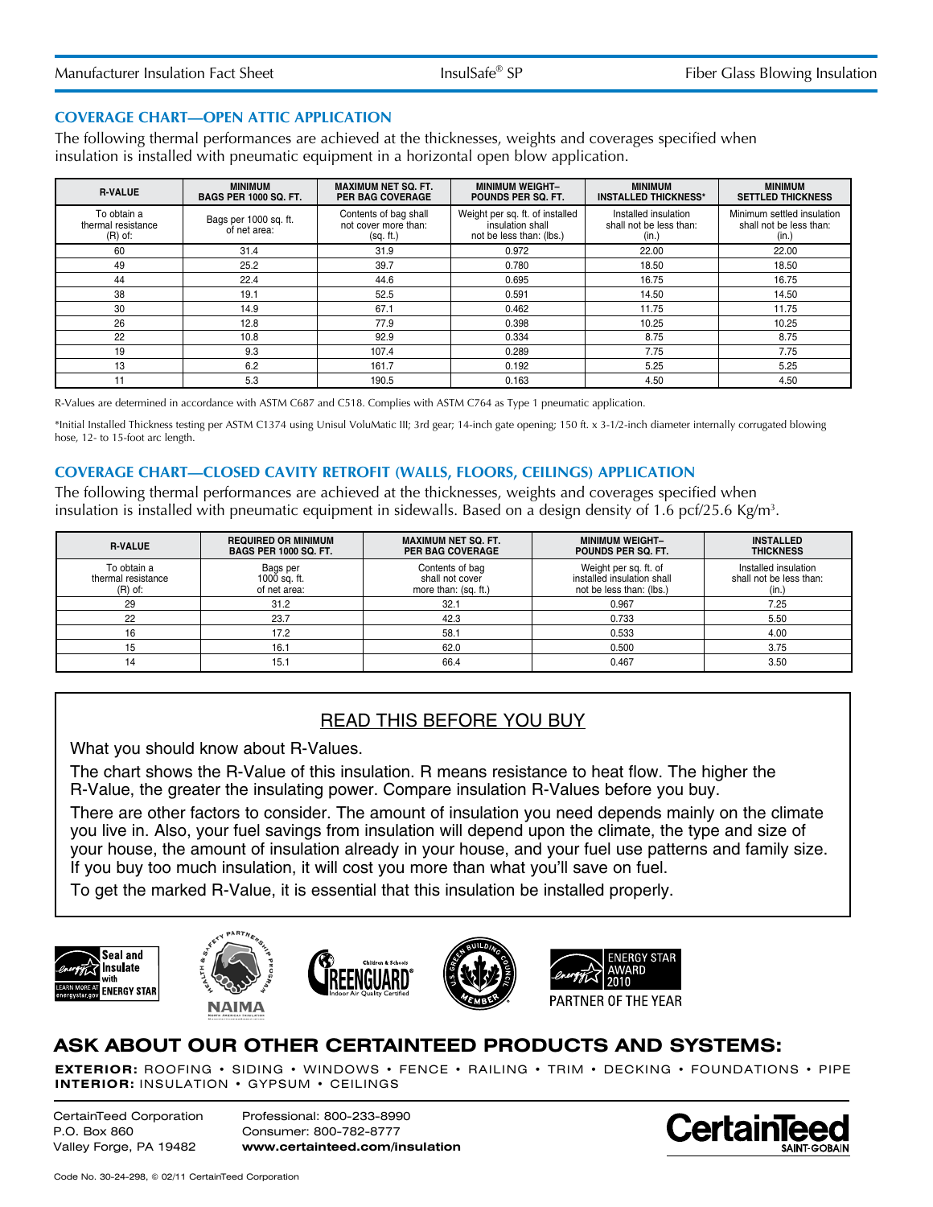## COVERAGE CHART—OPEN ATTIC APPLICATION

The following thermal performances are achieved at the thicknesses, weights and coverages specified when insulation is installed with pneumatic equipment in a horizontal open blow application.

| R-VALUE | MINIMUM BAGS PER 1000 SQ. FT. | MAXIMUM NET SQ. FT. PER BAG COVERAGE | MINIMUM WEIGHT– POUNDS PER SQ. FT. | MINIMUM INSTALLED THICKNESS* | MINIMUM SETTLED THICKNESS |
|---|---|---|---|---|---|
| To obtain a thermal resistance (R) of: | Bags per 1000 sq. ft. of net area: | Contents of bag shall not cover more than: (sq. ft.) | Weight per sq. ft. of installed insulation shall not be less than: (lbs.) | Installed insulation shall not be less than: (in.) | Minimum settled insulation shall not be less than: (in.) |
| 60 | 31.4 | 31.9 | 0.972 | 22.00 | 22.00 |
| 49 | 25.2 | 39.7 | 0.780 | 18.50 | 18.50 |
| 44 | 22.4 | 44.6 | 0.695 | 16.75 | 16.75 |
| 38 | 19.1 | 52.5 | 0.591 | 14.50 | 14.50 |
| 30 | 14.9 | 67.1 | 0.462 | 11.75 | 11.75 |
| 26 | 12.8 | 77.9 | 0.398 | 10.25 | 10.25 |
| 22 | 10.8 | 92.9 | 0.334 | 8.75 | 8.75 |
| 19 | 9.3 | 107.4 | 0.289 | 7.75 | 7.75 |
| 13 | 6.2 | 161.7 | 0.192 | 5.25 | 5.25 |
| 11 | 5.3 | 190.5 | 0.163 | 4.50 | 4.50 |

R-Values are determined in accordance with ASTM C687 and C518. Complies with ASTM C764 as Type 1 pneumatic application.

*Initial Installed Thickness testing per ASTM C1374 using Unisul VoluMatic III; 3rd gear; 14-inch gate opening; 150 ft. x 3-1/2-inch diameter internally corrugated blowing hose, 12- to 15-foot arc length.

## COVERAGE CHART—CLOSED CAVITY RETROFIT (WALLS, FLOORS, CEILINGS) APPLICATION

The following thermal performances are achieved at the thicknesses, weights and coverages specified when insulation is installed with pneumatic equipment in sidewalls. Based on a design density of 1.6 pcf/25.6 Kg/m³.

| R-VALUE | REQUIRED OR MINIMUM BAGS PER 1000 SQ. FT. | MAXIMUM NET SQ. FT. PER BAG COVERAGE | MINIMUM WEIGHT– POUNDS PER SQ. FT. | INSTALLED THICKNESS |
|---|---|---|---|---|
| To obtain a thermal resistance (R) of: | Bags per 1000 sq. ft. of net area: | Contents of bag shall not cover more than: (sq. ft.) | Weight per sq. ft. of installed insulation shall not be less than: (lbs.) | Installed insulation shall not be less than: (in.) |
| 29 | 31.2 | 32.1 | 0.967 | 7.25 |
| 22 | 23.7 | 42.3 | 0.733 | 5.50 |
| 16 | 17.2 | 58.1 | 0.533 | 4.00 |
| 15 | 16.1 | 62.0 | 0.500 | 3.75 |
| 14 | 15.1 | 66.4 | 0.467 | 3.50 |

### READ THIS BEFORE YOU BUY

What you should know about R-Values.

The chart shows the R-Value of this insulation. R means resistance to heat flow. The higher the R-Value, the greater the insulating power. Compare insulation R-Values before you buy.

There are other factors to consider. The amount of insulation you need depends mainly on the climate you live in. Also, your fuel savings from insulation will depend upon the climate, the type and size of your house, the amount of insulation already in your house, and your fuel use patterns and family size. If you buy too much insulation, it will cost you more than what you'll save on fuel.

To get the marked R-Value, it is essential that this insulation be installed properly.

Seal and Insulate with ENERGY STAR — LEARN MORE AT energystar.gov

NAIMA Health & Safety Partnership Program

GREENGUARD Children & Schools — Indoor Air Quality Certified

U.S. Green Building Council Member

ENERGY STAR AWARD 2010 — PARTNER OF THE YEAR

## ASK ABOUT OUR OTHER CERTAINTEED PRODUCTS AND SYSTEMS:

**EXTERIOR:** ROOFING • SIDING • WINDOWS • FENCE • RAILING • TRIM • DECKING • FOUNDATIONS • PIPE
**INTERIOR:** INSULATION • GYPSUM • CEILINGS

CertainTeed Corporation
P.O. Box 860
Valley Forge, PA 19482

Professional: 800-233-8990
Consumer: 800-782-8777
**www.certainteed.com/insulation**

CertainTeed SAINT-GOBAIN

Code No. 30-24-298, © 02/11 CertainTeed Corporation